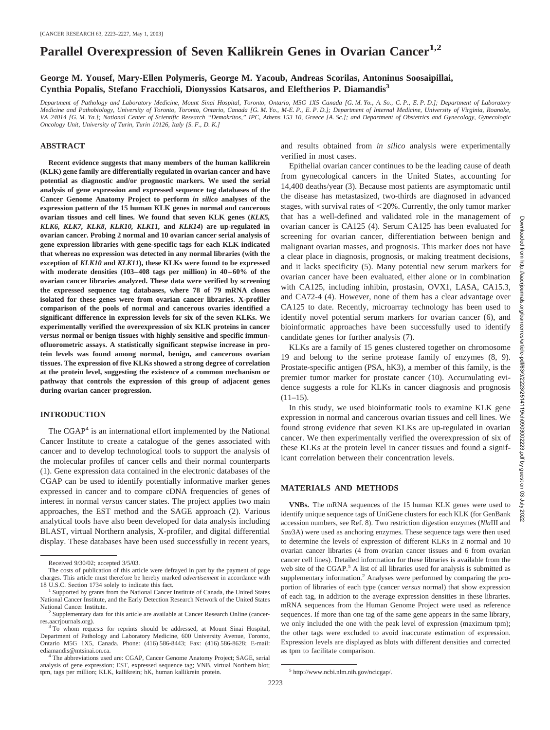# Parallel Overexpression of Seven Kallikrein Genes in Ovarian Cancer[1,2]

**George M. Yousef, Mary-Ellen Polymeris, George M. Yacoub, Andreas Scorilas, Antoninus Soosaipillai, Cynthia Popalis, Stefano Fracchioli, Dionyssios Katsaros, and Eleftherios P. Diamandis[3]**

*Department of Pathology and Laboratory Medicine, Mount Sinai Hospital, Toronto, Ontario, M5G 1X5 Canada [G. M. Yo., A. So., C. P., E. P. D.]; Department of Laboratory Medicine and Pathobiology, University of Toronto, Toronto, Ontario, Canada [G. M. Yo., M-E. P., E. P. D.]; Department of Internal Medicine, University of Virginia, Roanoke, VA 24014 [G. M. Ya.]; National Center of Scientific Research "Demokritos," IPC, Athens 153 10, Greece [A. Sc.]; and Department of Obstetrics and Gynecology, Gynecologic Oncology Unit, University of Turin, Turin 10126, Italy [S. F., D. K.]*

## ABSTRACT

**Recent evidence suggests that many members of the human kallikrein (KLK) gene family are differentially regulated in ovarian cancer and have potential as diagnostic and/or prognostic markers. We used the serial analysis of gene expression and expressed sequence tag databases of the Cancer Genome Anatomy Project to perform *in silico* analyses of the expression pattern of the 15 human KLK genes in normal and cancerous ovarian tissues and cell lines. We found that seven KLK genes (*KLK5, KLK6, KLK7, KLK8, KLK10, KLK11,* and *KLK14*) are up-regulated in ovarian cancer. Probing 2 normal and 10 ovarian cancer serial analysis of gene expression libraries with gene-specific tags for each KLK indicated that whereas no expression was detected in any normal libraries (with the exception of *KLK10* and *KLK11*), these KLKs were found to be expressed with moderate densities (103–408 tags per million) in 40–60% of the ovarian cancer libraries analyzed. These data were verified by screening the expressed sequence tag databases, where 78 of 79 mRNA clones isolated for these genes were from ovarian cancer libraries. X-profiler comparison of the pools of normal and cancerous ovaries identified a significant difference in expression levels for six of the seven KLKs. We experimentally verified the overexpression of six KLK proteins in cancer *versus* normal or benign tissues with highly sensitive and specific immunofluorometric assays. A statistically significant stepwise increase in protein levels was found among normal, benign, and cancerous ovarian tissues. The expression of five KLKs showed a strong degree of correlation at the protein level, suggesting the existence of a common mechanism or pathway that controls the expression of this group of adjacent genes during ovarian cancer progression.**

## INTRODUCTION

The CGAP[4] is an international effort implemented by the National Cancer Institute to create a catalogue of the genes associated with cancer and to develop technological tools to support the analysis of the molecular profiles of cancer cells and their normal counterparts (1). Gene expression data contained in the electronic databases of the CGAP can be used to identify potentially informative marker genes expressed in cancer and to compare cDNA frequencies of genes of interest in normal *versus* cancer states. The project applies two main approaches, the EST method and the SAGE approach (2). Various analytical tools have also been developed for data analysis including BLAST, virtual Northern analysis, X-profiler, and digital differential display. These databases have been used successfully in recent years, and results obtained from *in silico* analysis were experimentally verified in most cases.

Epithelial ovarian cancer continues to be the leading cause of death from gynecological cancers in the United States, accounting for 14,400 deaths/year (3). Because most patients are asymptomatic until the disease has metastasized, two-thirds are diagnosed in advanced stages, with survival rates of <20%. Currently, the only tumor marker that has a well-defined and validated role in the management of ovarian cancer is CA125 (4). Serum CA125 has been evaluated for screening for ovarian cancer, differentiation between benign and malignant ovarian masses, and prognosis. This marker does not have a clear place in diagnosis, prognosis, or making treatment decisions, and it lacks specificity (5). Many potential new serum markers for ovarian cancer have been evaluated, either alone or in combination with CA125, including inhibin, prostasin, OVX1, LASA, CA15.3, and CA72-4 (4). However, none of them has a clear advantage over CA125 to date. Recently, microarray technology has been used to identify novel potential serum markers for ovarian cancer (6), and bioinformatic approaches have been successfully used to identify candidate genes for further analysis (7).

KLKs are a family of 15 genes clustered together on chromosome 19 and belong to the serine protease family of enzymes (8, 9). Prostate-specific antigen (PSA, hK3), a member of this family, is the premier tumor marker for prostate cancer (10). Accumulating evidence suggests a role for KLKs in cancer diagnosis and prognosis (11–15).

In this study, we used bioinformatic tools to examine KLK gene expression in normal and cancerous ovarian tissues and cell lines. We found strong evidence that seven KLKs are up-regulated in ovarian cancer. We then experimentally verified the overexpression of six of these KLKs at the protein level in cancer tissues and found a significant correlation between their concentration levels.

## MATERIALS AND METHODS

**VNBs.** The mRNA sequences of the 15 human KLK genes were used to identify unique sequence tags of UniGene clusters for each KLK (for GenBank accession numbers, see Ref. 8). Two restriction digestion enzymes (*Nla*III and *Sau*3A) were used as anchoring enzymes. These sequence tags were then used to determine the levels of expression of different KLKs in 2 normal and 10 ovarian cancer libraries (4 from ovarian cancer tissues and 6 from ovarian cancer cell lines). Detailed information for these libraries is available from the web site of the CGAP.[5] A list of all libraries used for analysis is submitted as supplementary information.[2] Analyses were performed by comparing the proportion of libraries of each type (cancer *versus* normal) that show expression of each tag, in addition to the average expression densities in these libraries. mRNA sequences from the Human Genome Project were used as reference sequences. If more than one tag of the same gene appears in the same library, we only included the one with the peak level of expression (maximum tpm); the other tags were excluded to avoid inaccurate estimation of expression. Expression levels are displayed as blots with different densities and corrected as tpm to facilitate comparison.

---

Received 9/30/02; accepted 3/5/03.

The costs of publication of this article were defrayed in part by the payment of page charges. This article must therefore be hereby marked *advertisement* in accordance with 18 U.S.C. Section 1734 solely to indicate this fact.

[1] Supported by grants from the National Cancer Institute of Canada, the United States National Cancer Institute, and the Early Detection Research Network of the United States National Cancer Institute.

[2] Supplementary data for this article are available at Cancer Research Online (cancerres.aacrjournals.org).

[3] To whom requests for reprints should be addressed, at Mount Sinai Hospital, Department of Pathology and Laboratory Medicine, 600 University Avenue, Toronto, Ontario M5G 1X5, Canada. Phone: (416) 586-8443; Fax: (416) 586-8628; E-mail: ediamandis@mtsinai.on.ca.

[4] The abbreviations used are: CGAP, Cancer Genome Anatomy Project; SAGE, serial analysis of gene expression; EST, expressed sequence tag; VNB, virtual Northern blot; tpm, tags per million; KLK, kallikrein; hK, human kallikrein protein.

[5] http://www.ncbi.nlm.nih.gov/ncicgap/.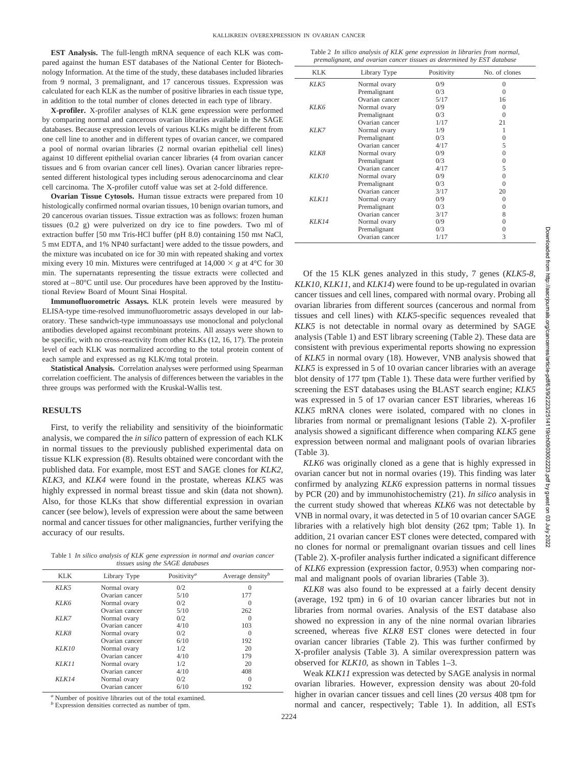**EST Analysis.** The full-length mRNA sequence of each KLK was compared against the human EST databases of the National Center for Biotechnology Information. At the time of the study, these databases included libraries from 9 normal, 3 premalignant, and 17 cancerous tissues. Expression was calculated for each KLK as the number of positive libraries in each tissue type, in addition to the total number of clones detected in each type of library.

**X-profiler.** X-profiler analyses of KLK gene expression were performed by comparing normal and cancerous ovarian libraries available in the SAGE databases. Because expression levels of various KLKs might be different from one cell line to another and in different types of ovarian cancer, we compared a pool of normal ovarian libraries (2 normal ovarian epithelial cell lines) against 10 different epithelial ovarian cancer libraries (4 from ovarian cancer tissues and 6 from ovarian cancer cell lines). Ovarian cancer libraries represented different histological types including serous adenocarcinoma and clear cell carcinoma. The X-profiler cutoff value was set at 2-fold difference.

**Ovarian Tissue Cytosols.** Human tissue extracts were prepared from 10 histologically confirmed normal ovarian tissues, 10 benign ovarian tumors, and 20 cancerous ovarian tissues. Tissue extraction was as follows: frozen human tissues (0.2 g) were pulverized on dry ice to fine powders. Two ml of extraction buffer [50 mM Tris-HCl buffer (pH 8.0) containing 150 mM NaCl, 5 mM EDTA, and 1% NP40 surfactant] were added to the tissue powders, and the mixture was incubated on ice for 30 min with repeated shaking and vortex mixing every 10 min. Mixtures were centrifuged at $14{,}000 \times g$ at 4°C for 30 min. The supernatants representing the tissue extracts were collected and stored at −80°C until use. Our procedures have been approved by the Institutional Review Board of Mount Sinai Hospital.

**Immunofluorometric Assays.** KLK protein levels were measured by ELISA-type time-resolved immunofluorometric assays developed in our laboratory. These sandwich-type immunoassays use monoclonal and polyclonal antibodies developed against recombinant proteins. All assays were shown to be specific, with no cross-reactivity from other KLKs (12, 16, 17). The protein level of each KLK was normalized according to the total protein content of each sample and expressed as ng KLK/mg total protein.

**Statistical Analysis.** Correlation analyses were performed using Spearman correlation coefficient. The analysis of differences between the variables in the three groups was performed with the Kruskal-Wallis test.

## RESULTS

First, to verify the reliability and sensitivity of the bioinformatic analysis, we compared the *in silico* pattern of expression of each KLK in normal tissues to the previously published experimental data on tissue KLK expression (8). Results obtained were concordant with the published data. For example, most EST and SAGE clones for *KLK2*, *KLK3*, and *KLK4* were found in the prostate, whereas *KLK5* was highly expressed in normal breast tissue and skin (data not shown). Also, for those KLKs that show differential expression in ovarian cancer (see below), levels of expression were about the same between normal and cancer tissues for other malignancies, further verifying the accuracy of our results.

Table 1 *In silico analysis of KLK gene expression in normal and ovarian cancer tissues using the SAGE databases*

| KLK | Library Type | Positivity[a] | Average density[b] |
|---|---|---|---|
| *KLK5* | Normal ovary | 0/2 | 0 |
| | Ovarian cancer | 5/10 | 177 |
| *KLK6* | Normal ovary | 0/2 | 0 |
| | Ovarian cancer | 5/10 | 262 |
| *KLK7* | Normal ovary | 0/2 | 0 |
| | Ovarian cancer | 4/10 | 103 |
| *KLK8* | Normal ovary | 0/2 | 0 |
| | Ovarian cancer | 6/10 | 192 |
| *KLK10* | Normal ovary | 1/2 | 20 |
| | Ovarian cancer | 4/10 | 179 |
| *KLK11* | Normal ovary | 1/2 | 20 |
| | Ovarian cancer | 4/10 | 408 |
| *KLK14* | Normal ovary | 0/2 | 0 |
| | Ovarian cancer | 6/10 | 192 |

[a] Number of positive libraries out of the total examined.
[b] Expression densities corrected as number of tpm.

Table 2 *In silico analysis of KLK gene expression in libraries from normal, premalignant, and ovarian cancer tissues as determined by EST database*

| KLK | Library Type | Positivity | No. of clones |
|---|---|---|---|
| *KLK5* | Normal ovary | 0/9 | 0 |
| | Premalignant | 0/3 | 0 |
| | Ovarian cancer | 5/17 | 16 |
| *KLK6* | Normal ovary | 0/9 | 0 |
| | Premalignant | 0/3 | 0 |
| | Ovarian cancer | 1/17 | 21 |
| *KLK7* | Normal ovary | 1/9 | 1 |
| | Premalignant | 0/3 | 0 |
| | Ovarian cancer | 4/17 | 5 |
| *KLK8* | Normal ovary | 0/9 | 0 |
| | Premalignant | 0/3 | 0 |
| | Ovarian cancer | 4/17 | 5 |
| *KLK10* | Normal ovary | 0/9 | 0 |
| | Premalignant | 0/3 | 0 |
| | Ovarian cancer | 3/17 | 20 |
| *KLK11* | Normal ovary | 0/9 | 0 |
| | Premalignant | 0/3 | 0 |
| | Ovarian cancer | 3/17 | 8 |
| *KLK14* | Normal ovary | 0/9 | 0 |
| | Premalignant | 0/3 | 0 |
| | Ovarian cancer | 1/17 | 3 |

Of the 15 KLK genes analyzed in this study, 7 genes (*KLK5-8*, *KLK10*, *KLK11*, and *KLK14*) were found to be up-regulated in ovarian cancer tissues and cell lines, compared with normal ovary. Probing all ovarian libraries from different sources (cancerous and normal from tissues and cell lines) with *KLK5*-specific sequences revealed that *KLK5* is not detectable in normal ovary as determined by SAGE analysis (Table 1) and EST library screening (Table 2). These data are consistent with previous experimental reports showing no expression of *KLK5* in normal ovary (18). However, VNB analysis showed that *KLK5* is expressed in 5 of 10 ovarian cancer libraries with an average blot density of 177 tpm (Table 1). These data were further verified by screening the EST databases using the BLAST search engine; *KLK5* was expressed in 5 of 17 ovarian cancer EST libraries, whereas 16 *KLK5* mRNA clones were isolated, compared with no clones in libraries from normal or premalignant lesions (Table 2). X-profiler analysis showed a significant difference when comparing *KLK5* gene expression between normal and malignant pools of ovarian libraries (Table 3).

*KLK6* was originally cloned as a gene that is highly expressed in ovarian cancer but not in normal ovaries (19). This finding was later confirmed by analyzing *KLK6* expression patterns in normal tissues by PCR (20) and by immunohistochemistry (21). *In silico* analysis in the current study showed that whereas *KLK6* was not detectable by VNB in normal ovary, it was detected in 5 of 10 ovarian cancer SAGE libraries with a relatively high blot density (262 tpm; Table 1). In addition, 21 ovarian cancer EST clones were detected, compared with no clones for normal or premalignant ovarian tissues and cell lines (Table 2). X-profiler analysis further indicated a significant difference of *KLK6* expression (expression factor, 0.953) when comparing normal and malignant pools of ovarian libraries (Table 3).

*KLK8* was also found to be expressed at a fairly decent density (average, 192 tpm) in 6 of 10 ovarian cancer libraries but not in libraries from normal ovaries. Analysis of the EST database also showed no expression in any of the nine normal ovarian libraries screened, whereas five *KLK8* EST clones were detected in four ovarian cancer libraries (Table 2). This was further confirmed by X-profiler analysis (Table 3). A similar overexpression pattern was observed for *KLK10*, as shown in Tables 1–3.

Weak *KLK11* expression was detected by SAGE analysis in normal ovarian libraries. However, expression density was about 20-fold higher in ovarian cancer tissues and cell lines (20 *versus* 408 tpm for normal and cancer, respectively; Table 1). In addition, all ESTs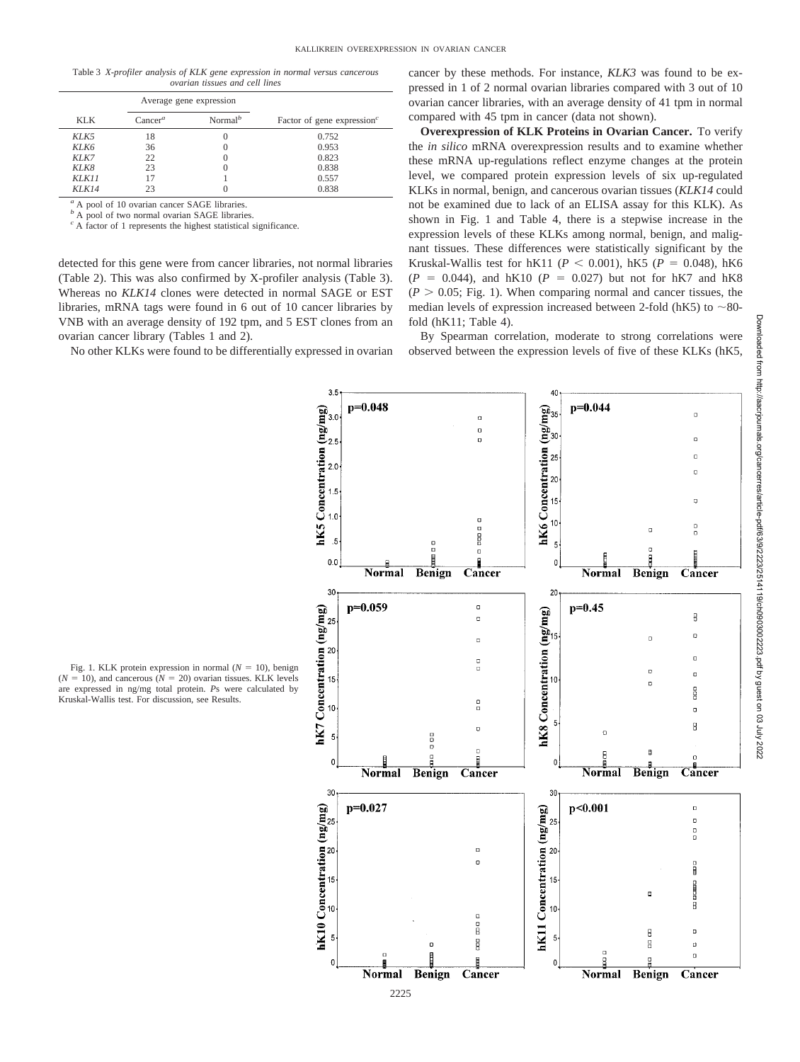Table 3 *X-profiler analysis of KLK gene expression in normal versus cancerous ovarian tissues and cell lines*

| KLK | Average gene expression | | Factor of gene expression[c] |
|---|---|---|---|
| | Cancer[a] | Normal[b] | |
| *KLK5* | 18 | 0 | 0.752 |
| *KLK6* | 36 | 0 | 0.953 |
| *KLK7* | 22 | 0 | 0.823 |
| *KLK8* | 23 | 0 | 0.838 |
| *KLK11* | 17 | 1 | 0.557 |
| *KLK14* | 23 | 0 | 0.838 |

[a] A pool of 10 ovarian cancer SAGE libraries.
[b] A pool of two normal ovarian SAGE libraries.
[c] A factor of 1 represents the highest statistical significance.

detected for this gene were from cancer libraries, not normal libraries (Table 2). This was also confirmed by X-profiler analysis (Table 3). Whereas no *KLK14* clones were detected in normal SAGE or EST libraries, mRNA tags were found in 6 out of 10 cancer libraries by VNB with an average density of 192 tpm, and 5 EST clones from an ovarian cancer library (Tables 1 and 2).

No other KLKs were found to be differentially expressed in ovarian cancer by these methods. For instance, *KLK3* was found to be expressed in 1 of 2 normal ovarian libraries compared with 3 out of 10 ovarian cancer libraries, with an average density of 41 tpm in normal compared with 45 tpm in cancer (data not shown).

**Overexpression of KLK Proteins in Ovarian Cancer.** To verify the *in silico* mRNA overexpression results and to examine whether these mRNA up-regulations reflect enzyme changes at the protein level, we compared protein expression levels of six up-regulated KLKs in normal, benign, and cancerous ovarian tissues (*KLK14* could not be examined due to lack of an ELISA assay for this KLK). As shown in Fig. 1 and Table 4, there is a stepwise increase in the expression levels of these KLKs among normal, benign, and malignant tissues. These differences were statistically significant by the Kruskal-Wallis test for hK11 ($P < 0.001$), hK5 ($P = 0.048$), hK6 ($P = 0.044$), and hK10 ($P = 0.027$) but not for hK7 and hK8 ($P > 0.05$; Fig. 1). When comparing normal and cancer tissues, the median levels of expression increased between 2-fold (hK5) to ~80-fold (hK11; Table 4).

By Spearman correlation, moderate to strong correlations were observed between the expression levels of five of these KLKs (hK5,

Fig. 1. KLK protein expression in normal ($N = 10$), benign ($N = 10$), and cancerous ($N = 20$) ovarian tissues. KLK levels are expressed in ng/mg total protein. *P*s were calculated by Kruskal-Wallis test. For discussion, see Results.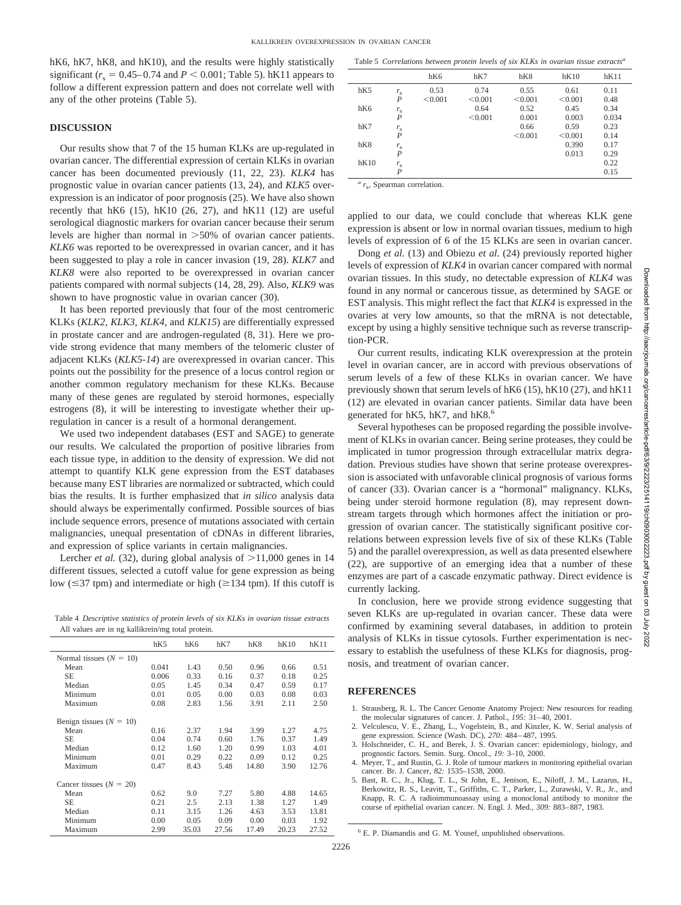hK6, hK7, hK8, and hK10), and the results were highly statistically significant ($r_s = 0.45–0.74$ and $P < 0.001$; Table 5). hK11 appears to follow a different expression pattern and does not correlate well with any of the other proteins (Table 5).

## DISCUSSION

Our results show that 7 of the 15 human KLKs are up-regulated in ovarian cancer. The differential expression of certain KLKs in ovarian cancer has been documented previously (11, 22, 23). *KLK4* has prognostic value in ovarian cancer patients (13, 24), and *KLK5* overexpression is an indicator of poor prognosis (25). We have also shown recently that hK6 (15), hK10 (26, 27), and hK11 (12) are useful serological diagnostic markers for ovarian cancer because their serum levels are higher than normal in >50% of ovarian cancer patients. *KLK6* was reported to be overexpressed in ovarian cancer, and it has been suggested to play a role in cancer invasion (19, 28). *KLK7* and *KLK8* were also reported to be overexpressed in ovarian cancer patients compared with normal subjects (14, 28, 29). Also, *KLK9* was shown to have prognostic value in ovarian cancer (30).

It has been reported previously that four of the most centromeric KLKs (*KLK2, KLK3, KLK4,* and *KLK15*) are differentially expressed in prostate cancer and are androgen-regulated (8, 31). Here we provide strong evidence that many members of the telomeric cluster of adjacent KLKs (*KLK5-14*) are overexpressed in ovarian cancer. This points out the possibility for the presence of a locus control region or another common regulatory mechanism for these KLKs. Because many of these genes are regulated by steroid hormones, especially estrogens (8), it will be interesting to investigate whether their up-regulation in cancer is a result of a hormonal derangement.

We used two independent databases (EST and SAGE) to generate our results. We calculated the proportion of positive libraries from each tissue type, in addition to the density of expression. We did not attempt to quantify KLK gene expression from the EST databases because many EST libraries are normalized or subtracted, which could bias the results. It is further emphasized that *in silico* analysis data should always be experimentally confirmed. Possible sources of bias include sequence errors, presence of mutations associated with certain malignancies, unequal presentation of cDNAs in different libraries, and expression of splice variants in certain malignancies.

Lercher *et al.* (32), during global analysis of >11,000 genes in 14 different tissues, selected a cutoff value for gene expression as being low (≤37 tpm) and intermediate or high (≥134 tpm). If this cutoff is applied to our data, we could conclude that whereas KLK gene expression is absent or low in normal ovarian tissues, medium to high levels of expression of 6 of the 15 KLKs are seen in ovarian cancer.

Table 4 *Descriptive statistics of protein levels of six KLKs in ovarian tissue extracts*
All values are in ng kallikrein/mg total protein.

| | hK5 | hK6 | hK7 | hK8 | hK10 | hK11 |
|---|---|---|---|---|---|---|
| Normal tissues ($N = 10$) | | | | | | |
| Mean | 0.041 | 1.43 | 0.50 | 0.96 | 0.66 | 0.51 |
| SE | 0.006 | 0.33 | 0.16 | 0.37 | 0.18 | 0.25 |
| Median | 0.05 | 1.45 | 0.34 | 0.47 | 0.59 | 0.17 |
| Minimum | 0.01 | 0.05 | 0.00 | 0.03 | 0.08 | 0.03 |
| Maximum | 0.08 | 2.83 | 1.56 | 3.91 | 2.11 | 2.50 |
| Benign tissues ($N = 10$) | | | | | | |
| Mean | 0.16 | 2.37 | 1.94 | 3.99 | 1.27 | 4.75 |
| SE | 0.04 | 0.74 | 0.60 | 1.76 | 0.37 | 1.49 |
| Median | 0.12 | 1.60 | 1.20 | 0.99 | 1.03 | 4.01 |
| Minimum | 0.01 | 0.29 | 0.22 | 0.09 | 0.12 | 0.25 |
| Maximum | 0.47 | 8.43 | 5.48 | 14.80 | 3.90 | 12.76 |
| Cancer tissues ($N = 20$) | | | | | | |
| Mean | 0.62 | 9.0 | 7.27 | 5.80 | 4.88 | 14.65 |
| SE | 0.21 | 2.5 | 2.13 | 1.38 | 1.27 | 1.49 |
| Median | 0.11 | 3.15 | 1.26 | 4.63 | 3.53 | 13.81 |
| Minimum | 0.00 | 0.05 | 0.09 | 0.00 | 0.03 | 1.92 |
| Maximum | 2.99 | 35.03 | 27.56 | 17.49 | 20.23 | 27.52 |

Table 5 *Correlations between protein levels of six KLKs in ovarian tissue extracts*[a]

| | | hK6 | hK7 | hK8 | hK10 | hK11 |
|---|---|---|---|---|---|---|
| hK5 | $r_s$ | 0.53 | 0.74 | 0.55 | 0.61 | 0.11 |
| | $P$ | <0.001 | <0.001 | <0.001 | <0.001 | 0.48 |
| hK6 | $r_s$ | | 0.64 | 0.52 | 0.45 | 0.34 |
| | $P$ | | <0.001 | 0.001 | 0.003 | 0.034 |
| hK7 | $r_s$ | | | 0.66 | 0.59 | 0.23 |
| | $P$ | | | <0.001 | <0.001 | 0.14 |
| hK8 | $r_s$ | | | | 0.390 | 0.17 |
| | $P$ | | | | 0.013 | 0.29 |
| hK10 | $r_s$ | | | | | 0.22 |
| | $P$ | | | | | 0.15 |

[a] $r_s$, Spearman correlation.

Dong *et al.* (13) and Obiezu *et al.* (24) previously reported higher levels of expression of *KLK4* in ovarian cancer compared with normal ovarian tissues. In this study, no detectable expression of *KLK4* was found in any normal or cancerous tissue, as determined by SAGE or EST analysis. This might reflect the fact that *KLK4* is expressed in the ovaries at very low amounts, so that the mRNA is not detectable, except by using a highly sensitive technique such as reverse transcription-PCR.

Our current results, indicating KLK overexpression at the protein level in ovarian cancer, are in accord with previous observations of serum levels of a few of these KLKs in ovarian cancer. We have previously shown that serum levels of hK6 (15), hK10 (27), and hK11 (12) are elevated in ovarian cancer patients. Similar data have been generated for hK5, hK7, and hK8.[6]

Several hypotheses can be proposed regarding the possible involvement of KLKs in ovarian cancer. Being serine proteases, they could be implicated in tumor progression through extracellular matrix degradation. Previous studies have shown that serine protease overexpression is associated with unfavorable clinical prognosis of various forms of cancer (33). Ovarian cancer is a "hormonal" malignancy. KLKs, being under steroid hormone regulation (8), may represent downstream targets through which hormones affect the initiation or progression of ovarian cancer. The statistically significant positive correlations between expression levels five of six of these KLKs (Table 5) and the parallel overexpression, as well as data presented elsewhere (22), are supportive of an emerging idea that a number of these enzymes are part of a cascade enzymatic pathway. Direct evidence is currently lacking.

In conclusion, here we provide strong evidence suggesting that seven KLKs are up-regulated in ovarian cancer. These data were confirmed by examining several databases, in addition to protein analysis of KLKs in tissue cytosols. Further experimentation is necessary to establish the usefulness of these KLKs for diagnosis, prognosis, and treatment of ovarian cancer.

## REFERENCES

1. Strausberg, R. L. The Cancer Genome Anatomy Project: New resources for reading the molecular signatures of cancer. J. Pathol., *195:* 31–40, 2001.
2. Velculescu, V. E., Zhang, L., Vogelstein, B., and Kinzler, K. W. Serial analysis of gene expression. Science (Wash. DC), *270:* 484–487, 1995.
3. Holschneider, C. H., and Berek, J. S. Ovarian cancer: epidemiology, biology, and prognostic factors. Semin. Surg. Oncol., *19:* 3–10, 2000.
4. Meyer, T., and Rustin, G. J. Role of tumour markers in monitoring epithelial ovarian cancer. Br. J. Cancer, *82:* 1535–1538, 2000.
5. Bast, R. C., Jr., Klug, T. L., St John, E., Jenison, E., Niloff, J. M., Lazarus, H., Berkowitz, R. S., Leavitt, T., Griffiths, C. T., Parker, L., Zurawski, V. R., Jr., and Knapp, R. C. A radioimmunoassay using a monoclonal antibody to monitor the course of epithelial ovarian cancer. N. Engl. J. Med., *309:* 883–887, 1983.

[6] E. P. Diamandis and G. M. Yousef, unpublished observations.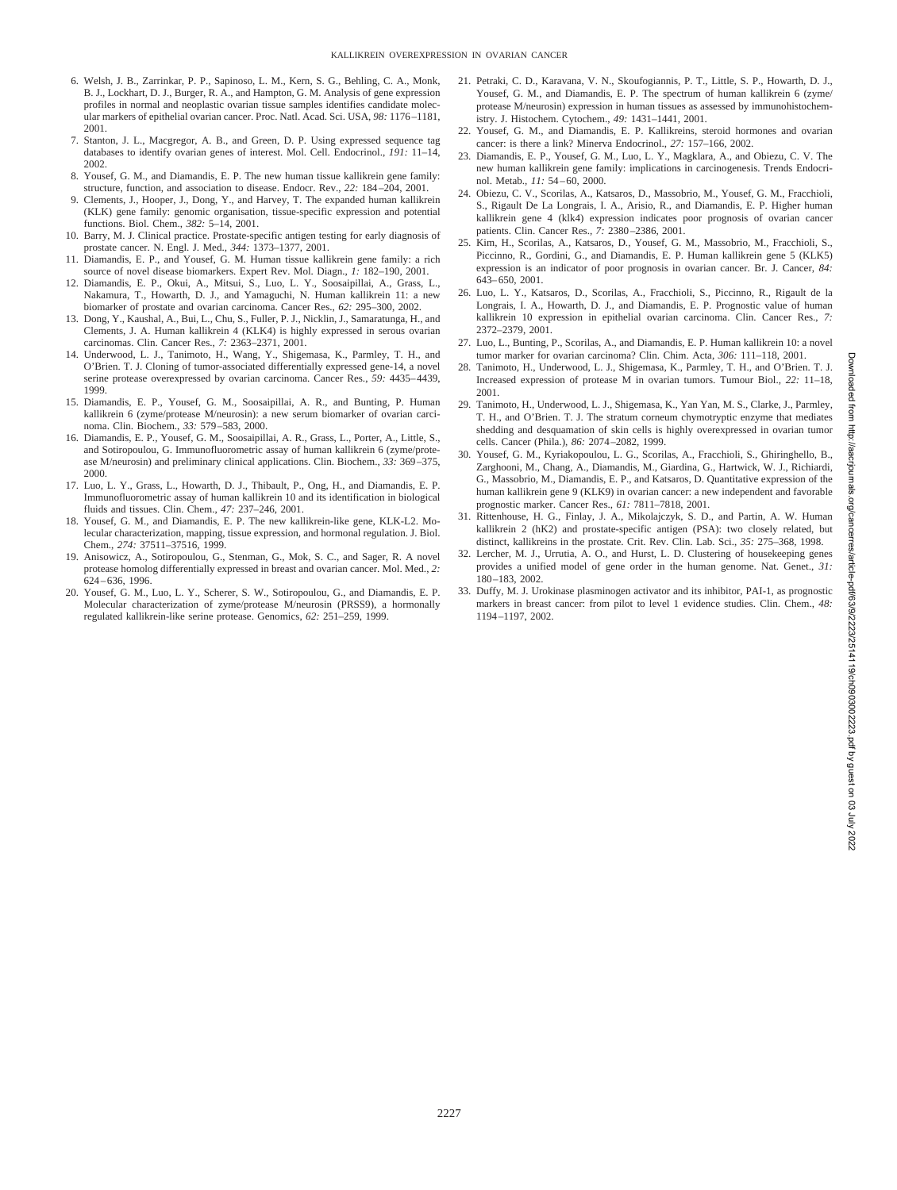6. Welsh, J. B., Zarrinkar, P. P., Sapinoso, L. M., Kern, S. G., Behling, C. A., Monk, B. J., Lockhart, D. J., Burger, R. A., and Hampton, G. M. Analysis of gene expression profiles in normal and neoplastic ovarian tissue samples identifies candidate molecular markers of epithelial ovarian cancer. Proc. Natl. Acad. Sci. USA, *98:* 1176–1181, 2001.
7. Stanton, J. L., Macgregor, A. B., and Green, D. P. Using expressed sequence tag databases to identify ovarian genes of interest. Mol. Cell. Endocrinol., *191:* 11–14, 2002.
8. Yousef, G. M., and Diamandis, E. P. The new human tissue kallikrein gene family: structure, function, and association to disease. Endocr. Rev., *22:* 184–204, 2001.
9. Clements, J., Hooper, J., Dong, Y., and Harvey, T. The expanded human kallikrein (KLK) gene family: genomic organisation, tissue-specific expression and potential functions. Biol. Chem., *382:* 5–14, 2001.
10. Barry, M. J. Clinical practice. Prostate-specific antigen testing for early diagnosis of prostate cancer. N. Engl. J. Med., *344:* 1373–1377, 2001.
11. Diamandis, E. P., and Yousef, G. M. Human tissue kallikrein gene family: a rich source of novel disease biomarkers. Expert Rev. Mol. Diagn., *1:* 182–190, 2001.
12. Diamandis, E. P., Okui, A., Mitsui, S., Luo, L. Y., Soosaipillai, A., Grass, L., Nakamura, T., Howarth, D. J., and Yamaguchi, N. Human kallikrein 11: a new biomarker of prostate and ovarian carcinoma. Cancer Res., *62:* 295–300, 2002.
13. Dong, Y., Kaushal, A., Bui, L., Chu, S., Fuller, P. J., Nicklin, J., Samaratunga, H., and Clements, J. A. Human kallikrein 4 (KLK4) is highly expressed in serous ovarian carcinomas. Clin. Cancer Res., *7:* 2363–2371, 2001.
14. Underwood, L. J., Tanimoto, H., Wang, Y., Shigemasa, K., Parmley, T. H., and O'Brien. T. J. Cloning of tumor-associated differentially expressed gene-14, a novel serine protease overexpressed by ovarian carcinoma. Cancer Res., *59:* 4435–4439, 1999.
15. Diamandis, E. P., Yousef, G. M., Soosaipillai, A. R., and Bunting, P. Human kallikrein 6 (zyme/protease M/neurosin): a new serum biomarker of ovarian carcinoma. Clin. Biochem., *33:* 579–583, 2000.
16. Diamandis, E. P., Yousef, G. M., Soosaipillai, A. R., Grass, L., Porter, A., Little, S., and Sotiropoulou, G. Immunofluorometric assay of human kallikrein 6 (zyme/protease M/neurosin) and preliminary clinical applications. Clin. Biochem., *33:* 369–375, 2000.
17. Luo, L. Y., Grass, L., Howarth, D. J., Thibault, P., Ong, H., and Diamandis, E. P. Immunofluorometric assay of human kallikrein 10 and its identification in biological fluids and tissues. Clin. Chem., *47:* 237–246, 2001.
18. Yousef, G. M., and Diamandis, E. P. The new kallikrein-like gene, KLK-L2. Molecular characterization, mapping, tissue expression, and hormonal regulation. J. Biol. Chem., *274:* 37511–37516, 1999.
19. Anisowicz, A., Sotiropoulou, G., Stenman, G., Mok, S. C., and Sager, R. A novel protease homolog differentially expressed in breast and ovarian cancer. Mol. Med., *2:* 624–636, 1996.
20. Yousef, G. M., Luo, L. Y., Scherer, S. W., Sotiropoulou, G., and Diamandis, E. P. Molecular characterization of zyme/protease M/neurosin (PRSS9), a hormonally regulated kallikrein-like serine protease. Genomics, *62:* 251–259, 1999.
21. Petraki, C. D., Karavana, V. N., Skoufogiannis, P. T., Little, S. P., Howarth, D. J., Yousef, G. M., and Diamandis, E. P. The spectrum of human kallikrein 6 (zyme/protease M/neurosin) expression in human tissues as assessed by immunohistochemistry. J. Histochem. Cytochem., *49:* 1431–1441, 2001.
22. Yousef, G. M., and Diamandis, E. P. Kallikreins, steroid hormones and ovarian cancer: is there a link? Minerva Endocrinol., *27:* 157–166, 2002.
23. Diamandis, E. P., Yousef, G. M., Luo, L. Y., Magklara, A., and Obiezu, C. V. The new human kallikrein gene family: implications in carcinogenesis. Trends Endocrinol. Metab., *11:* 54–60, 2000.
24. Obiezu, C. V., Scorilas, A., Katsaros, D., Massobrio, M., Yousef, G. M., Fracchioli, S., Rigault De La Longrais, I. A., Arisio, R., and Diamandis, E. P. Higher human kallikrein gene 4 (klk4) expression indicates poor prognosis of ovarian cancer patients. Clin. Cancer Res., *7:* 2380–2386, 2001.
25. Kim, H., Scorilas, A., Katsaros, D., Yousef, G. M., Massobrio, M., Fracchioli, S., Piccinno, R., Gordini, G., and Diamandis, E. P. Human kallikrein gene 5 (KLK5) expression is an indicator of poor prognosis in ovarian cancer. Br. J. Cancer, *84:* 643–650, 2001.
26. Luo, L. Y., Katsaros, D., Scorilas, A., Fracchioli, S., Piccinno, R., Rigault de la Longrais, I. A., Howarth, D. J., and Diamandis, E. P. Prognostic value of human kallikrein 10 expression in epithelial ovarian carcinoma. Clin. Cancer Res., *7:* 2372–2379, 2001.
27. Luo, L., Bunting, P., Scorilas, A., and Diamandis, E. P. Human kallikrein 10: a novel tumor marker for ovarian carcinoma? Clin. Chim. Acta, *306:* 111–118, 2001.
28. Tanimoto, H., Underwood, L. J., Shigemasa, K., Parmley, T. H., and O'Brien. T. J. Increased expression of protease M in ovarian tumors. Tumour Biol., *22:* 11–18, 2001.
29. Tanimoto, H., Underwood, L. J., Shigemasa, K., Yan Yan, M. S., Clarke, J., Parmley, T. H., and O'Brien, T. J. The stratum corneum chymotryptic enzyme that mediates shedding and desquamation of skin cells is highly overexpressed in ovarian tumor cells. Cancer (Phila.), *86:* 2074–2082, 1999.
30. Yousef, G. M., Kyriakopoulou, L. G., Scorilas, A., Fracchioli, S., Ghiringhello, B., Zarghooni, M., Chang, A., Diamandis, M., Giardina, G., Hartwick, W. J., Richiardi, G., Massobrio, M., Diamandis, E. P., and Katsaros, D. Quantitative expression of the human kallikrein gene 9 (KLK9) in ovarian cancer: a new independent and favorable prognostic marker. Cancer Res., *61:* 7811–7818, 2001.
31. Rittenhouse, H. G., Finlay, J. A., Mikolajczyk, S. D., and Partin, A. W. Human kallikrein 2 (hK2) and prostate-specific antigen (PSA): two closely related, but distinct, kallikreins in the prostate. Crit. Rev. Clin. Lab. Sci., *35:* 275–368, 1998.
32. Lercher, M. J., Urrutia, A. O., and Hurst, L. D. Clustering of housekeeping genes provides a unified model of gene order in the human genome. Nat. Genet., *31:* 180–183, 2002.
33. Duffy, M. J. Urokinase plasminogen activator and its inhibitor, PAI-1, as prognostic markers in breast cancer: from pilot to level 1 evidence studies. Clin. Chem., *48:* 1194–1197, 2002.